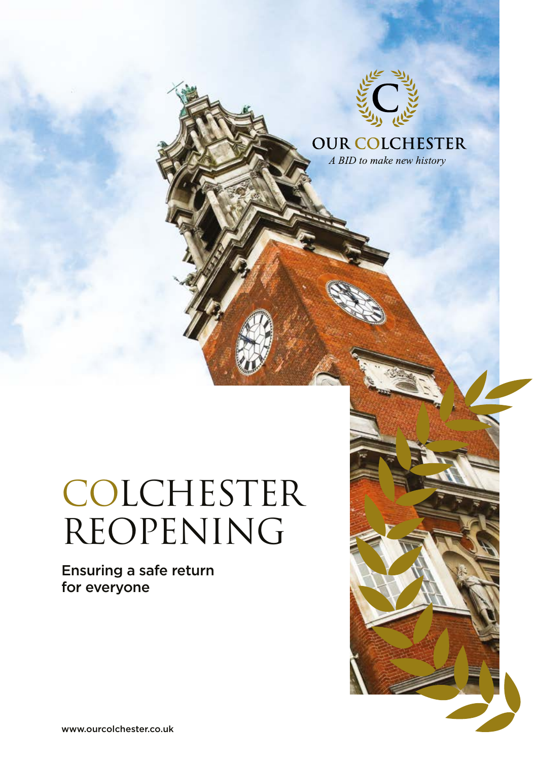OUR COLCHESTER

*A BID to make new history*

# COLCHESTER REOPENING

Ensuring a safe return for everyone

www.ourcolchester.co.uk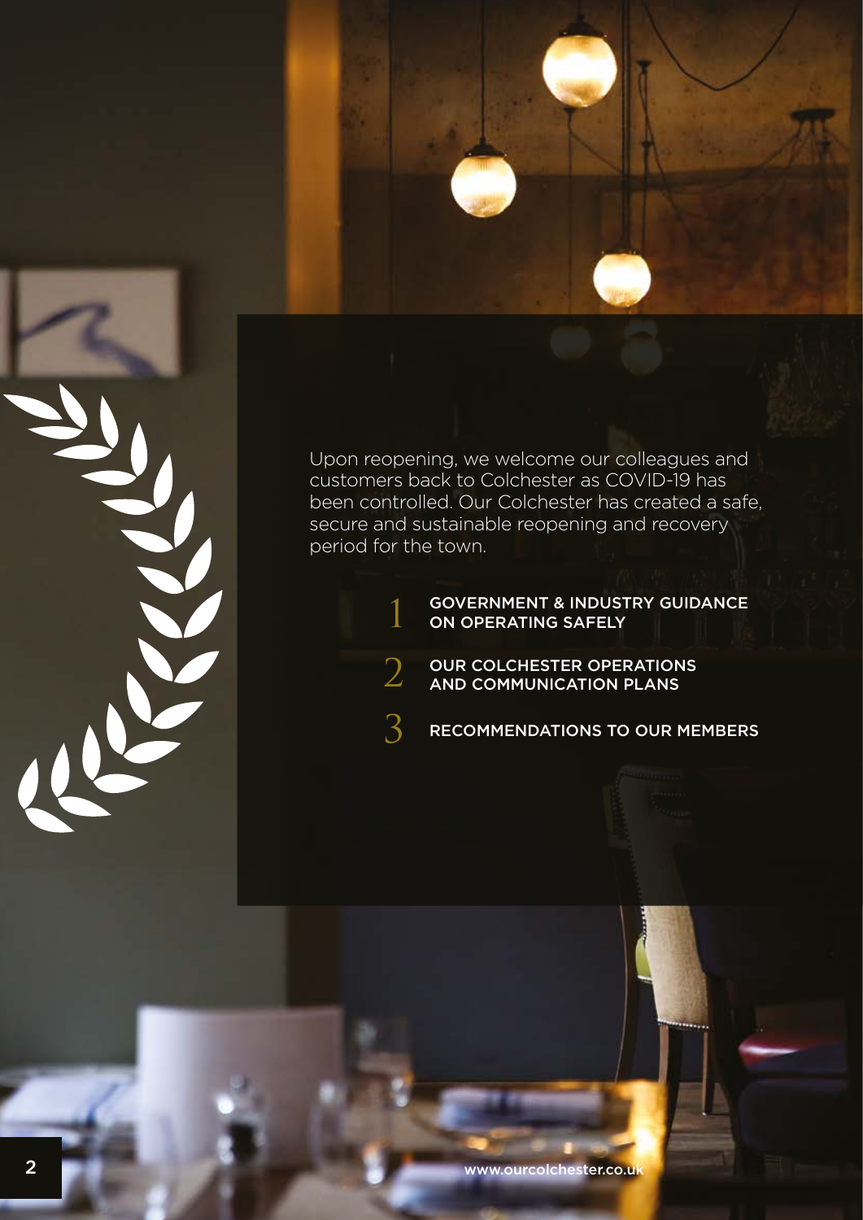Upon reopening, we welcome our colleagues and customers back to Colchester as COVID-19 has been controlled. Our Colchester has created a safe, secure and sustainable reopening and recovery period for the town.

1. GOVERNMENT & INDUSTRY GUIDANCE ON OPERATING SAFELY
2. OUR COLCHESTER OPERATIONS AND COMMUNICATION PLANS
3. RECOMMENDATIONS TO OUR MEMBERS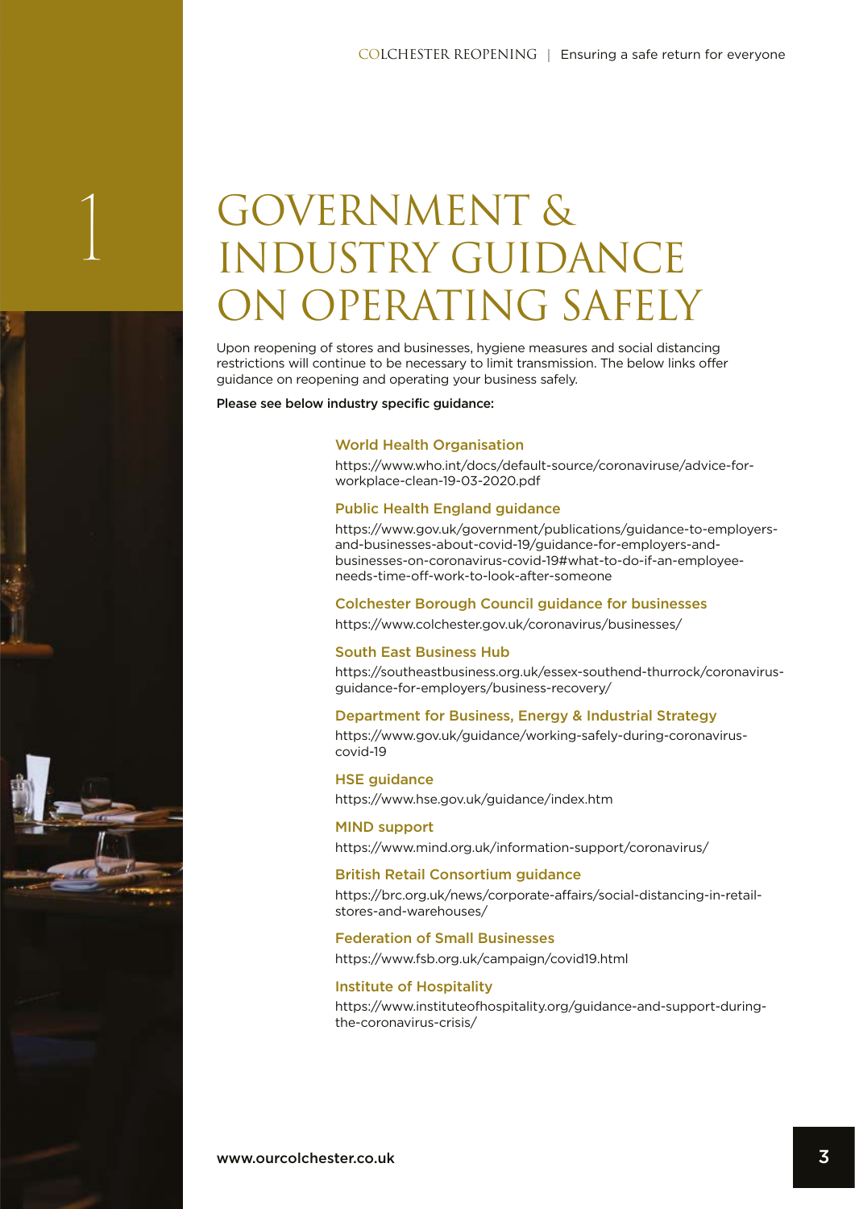# 1 GOVERNMENT & INDUSTRY GUIDANCE ON OPERATING SAFELY

Upon reopening of stores and businesses, hygiene measures and social distancing restrictions will continue to be necessary to limit transmission. The below links offer guidance on reopening and operating your business safely.

**Please see below industry specific guidance:**

### World Health Organisation

https://www.who.int/docs/default-source/coronaviruse/advice-for-workplace-clean-19-03-2020.pdf

### Public Health England guidance

https://www.gov.uk/government/publications/guidance-to-employers-and-businesses-about-covid-19/guidance-for-employers-and-businesses-on-coronavirus-covid-19#what-to-do-if-an-employee-needs-time-off-work-to-look-after-someone

### Colchester Borough Council guidance for businesses

https://www.colchester.gov.uk/coronavirus/businesses/

### South East Business Hub

https://southeastbusiness.org.uk/essex-southend-thurrock/coronavirus-guidance-for-employers/business-recovery/

### Department for Business, Energy & Industrial Strategy

https://www.gov.uk/guidance/working-safely-during-coronavirus-covid-19

### HSE guidance

https://www.hse.gov.uk/guidance/index.htm

### MIND support

https://www.mind.org.uk/information-support/coronavirus/

### British Retail Consortium guidance

https://brc.org.uk/news/corporate-affairs/social-distancing-in-retail-stores-and-warehouses/

### Federation of Small Businesses

https://www.fsb.org.uk/campaign/covid19.html

### Institute of Hospitality

https://www.instituteofhospitality.org/guidance-and-support-during-the-coronavirus-crisis/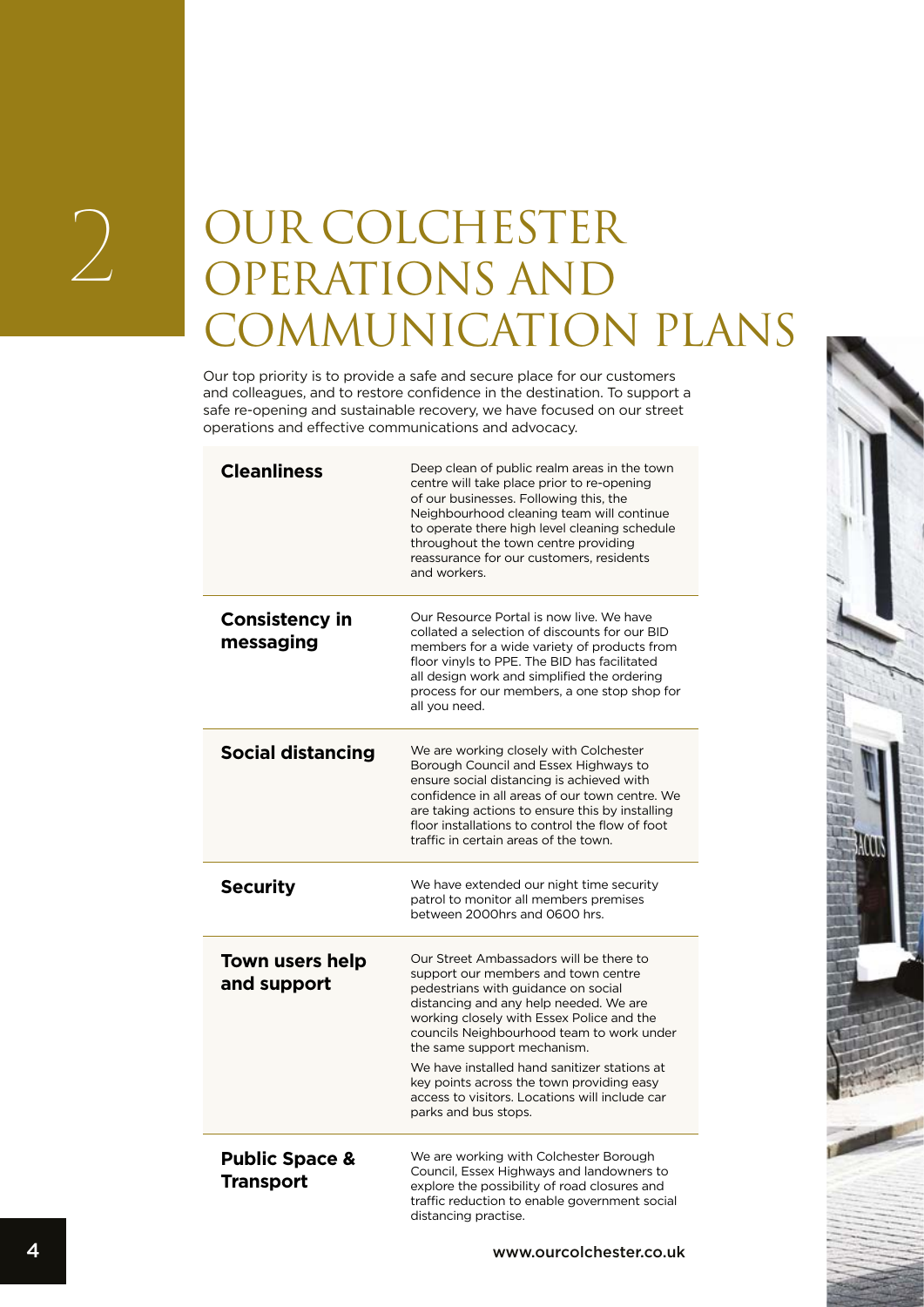# 2 OUR COLCHESTER OPERATIONS AND COMMUNICATION PLANS

Our top priority is to provide a safe and secure place for our customers and colleagues, and to restore confidence in the destination. To support a safe re-opening and sustainable recovery, we have focused on our street operations and effective communications and advocacy.

| | |
|---|---|
| **Cleanliness** | Deep clean of public realm areas in the town centre will take place prior to re-opening of our businesses. Following this, the Neighbourhood cleaning team will continue to operate there high level cleaning schedule throughout the town centre providing reassurance for our customers, residents and workers. |
| **Consistency in messaging** | Our Resource Portal is now live. We have collated a selection of discounts for our BID members for a wide variety of products from floor vinyls to PPE. The BID has facilitated all design work and simplified the ordering process for our members, a one stop shop for all you need. |
| **Social distancing** | We are working closely with Colchester Borough Council and Essex Highways to ensure social distancing is achieved with confidence in all areas of our town centre. We are taking actions to ensure this by installing floor installations to control the flow of foot traffic in certain areas of the town. |
| **Security** | We have extended our night time security patrol to monitor all members premises between 2000hrs and 0600 hrs. |
| **Town users help and support** | Our Street Ambassadors will be there to support our members and town centre pedestrians with guidance on social distancing and any help needed. We are working closely with Essex Police and the councils Neighbourhood team to work under the same support mechanism.<br><br>We have installed hand sanitizer stations at key points across the town providing easy access to visitors. Locations will include car parks and bus stops. |
| **Public Space & Transport** | We are working with Colchester Borough Council, Essex Highways and landowners to explore the possibility of road closures and traffic reduction to enable government social distancing practise. |

www.ourcolchester.co.uk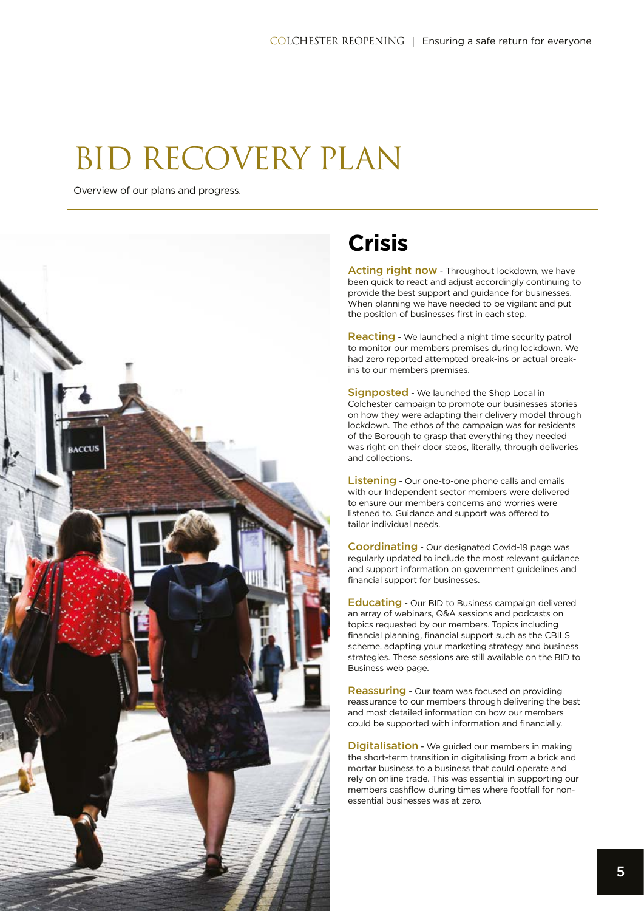# BID RECOVERY PLAN

Overview of our plans and progress.

## Crisis

**Acting right now** - Throughout lockdown, we have been quick to react and adjust accordingly continuing to provide the best support and guidance for businesses. When planning we have needed to be vigilant and put the position of businesses first in each step.

**Reacting** - We launched a night time security patrol to monitor our members premises during lockdown. We had zero reported attempted break-ins or actual break-ins to our members premises.

**Signposted** - We launched the Shop Local in Colchester campaign to promote our businesses stories on how they were adapting their delivery model through lockdown. The ethos of the campaign was for residents of the Borough to grasp that everything they needed was right on their door steps, literally, through deliveries and collections.

**Listening** - Our one-to-one phone calls and emails with our Independent sector members were delivered to ensure our members concerns and worries were listened to. Guidance and support was offered to tailor individual needs.

**Coordinating** - Our designated Covid-19 page was regularly updated to include the most relevant guidance and support information on government guidelines and financial support for businesses.

**Educating** - Our BID to Business campaign delivered an array of webinars, Q&A sessions and podcasts on topics requested by our members. Topics including financial planning, financial support such as the CBILS scheme, adapting your marketing strategy and business strategies. These sessions are still available on the BID to Business web page.

**Reassuring** - Our team was focused on providing reassurance to our members through delivering the best and most detailed information on how our members could be supported with information and financially.

**Digitalisation** - We guided our members in making the short-term transition in digitalising from a brick and mortar business to a business that could operate and rely on online trade. This was essential in supporting our members cashflow during times where footfall for non-essential businesses was at zero.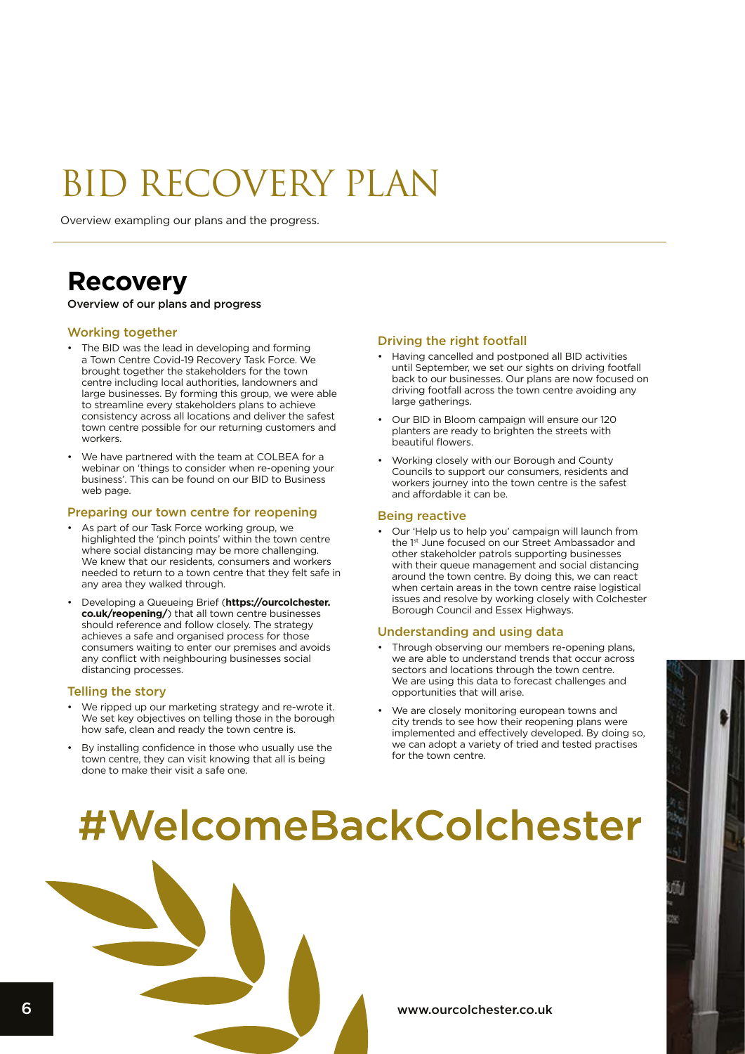# BID RECOVERY PLAN

Overview exampling our plans and the progress.

## Recovery

Overview of our plans and progress

### Working together

- The BID was the lead in developing and forming a Town Centre Covid-19 Recovery Task Force. We brought together the stakeholders for the town centre including local authorities, landowners and large businesses. By forming this group, we were able to streamline every stakeholders plans to achieve consistency across all locations and deliver the safest town centre possible for our returning customers and workers.
- We have partnered with the team at COLBEA for a webinar on 'things to consider when re-opening your business'. This can be found on our BID to Business web page.

### Preparing our town centre for reopening

- As part of our Task Force working group, we highlighted the 'pinch points' within the town centre where social distancing may be more challenging. We knew that our residents, consumers and workers needed to return to a town centre that they felt safe in any area they walked through.
- Developing a Queueing Brief (**https://ourcolchester.co.uk/reopening/**) that all town centre businesses should reference and follow closely. The strategy achieves a safe and organised process for those consumers waiting to enter our premises and avoids any conflict with neighbouring businesses social distancing processes.

### Telling the story

- We ripped up our marketing strategy and re-wrote it. We set key objectives on telling those in the borough how safe, clean and ready the town centre is.
- By installing confidence in those who usually use the town centre, they can visit knowing that all is being done to make their visit a safe one.

### Driving the right footfall

- Having cancelled and postponed all BID activities until September, we set our sights on driving footfall back to our businesses. Our plans are now focused on driving footfall across the town centre avoiding any large gatherings.
- Our BID in Bloom campaign will ensure our 120 planters are ready to brighten the streets with beautiful flowers.
- Working closely with our Borough and County Councils to support our consumers, residents and workers journey into the town centre is the safest and affordable it can be.

### Being reactive

- Our 'Help us to help you' campaign will launch from the 1st June focused on our Street Ambassador and other stakeholder patrols supporting businesses with their queue management and social distancing around the town centre. By doing this, we can react when certain areas in the town centre raise logistical issues and resolve by working closely with Colchester Borough Council and Essex Highways.

### Understanding and using data

- Through observing our members re-opening plans, we are able to understand trends that occur across sectors and locations through the town centre. We are using this data to forecast challenges and opportunities that will arise.
- We are closely monitoring european towns and city trends to see how their reopening plans were implemented and effectively developed. By doing so, we can adopt a variety of tried and tested practises for the town centre.

# #WelcomeBackColchester

www.ourcolchester.co.uk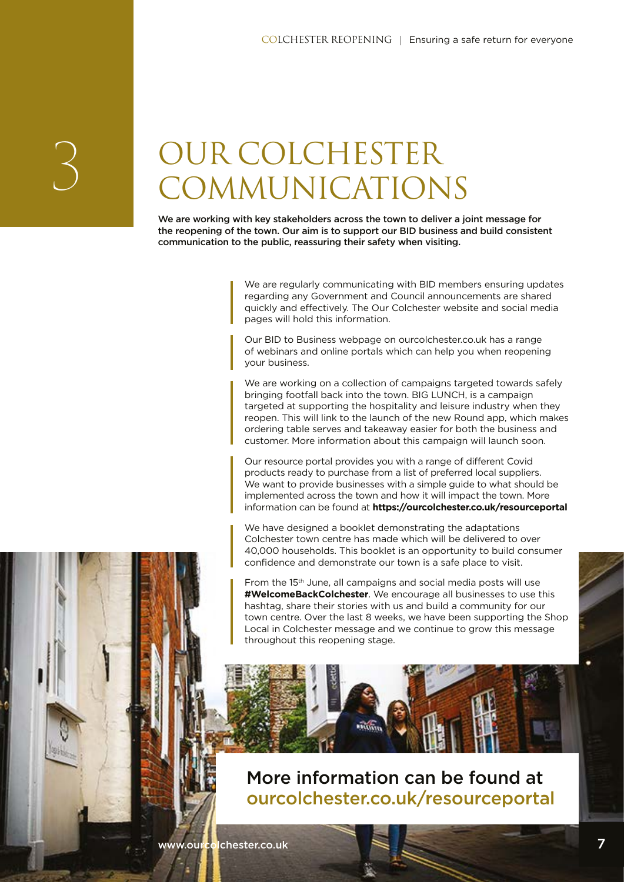# 3 OUR COLCHESTER COMMUNICATIONS

**We are working with key stakeholders across the town to deliver a joint message for the reopening of the town. Our aim is to support our BID business and build consistent communication to the public, reassuring their safety when visiting.**

We are regularly communicating with BID members ensuring updates regarding any Government and Council announcements are shared quickly and effectively. The Our Colchester website and social media pages will hold this information.

Our BID to Business webpage on ourcolchester.co.uk has a range of webinars and online portals which can help you when reopening your business.

We are working on a collection of campaigns targeted towards safely bringing footfall back into the town. BIG LUNCH, is a campaign targeted at supporting the hospitality and leisure industry when they reopen. This will link to the launch of the new Round app, which makes ordering table serves and takeaway easier for both the business and customer. More information about this campaign will launch soon.

Our resource portal provides you with a range of different Covid products ready to purchase from a list of preferred local suppliers. We want to provide businesses with a simple guide to what should be implemented across the town and how it will impact the town. More information can be found at **https://ourcolchester.co.uk/resourceportal**

We have designed a booklet demonstrating the adaptations Colchester town centre has made which will be delivered to over 40,000 households. This booklet is an opportunity to build consumer confidence and demonstrate our town is a safe place to visit.

From the 15th June, all campaigns and social media posts will use **#WelcomeBackColchester**. We encourage all businesses to use this hashtag, share their stories with us and build a community for our town centre. Over the last 8 weeks, we have been supporting the Shop Local in Colchester message and we continue to grow this message throughout this reopening stage.

More information can be found at ourcolchester.co.uk/resourceportal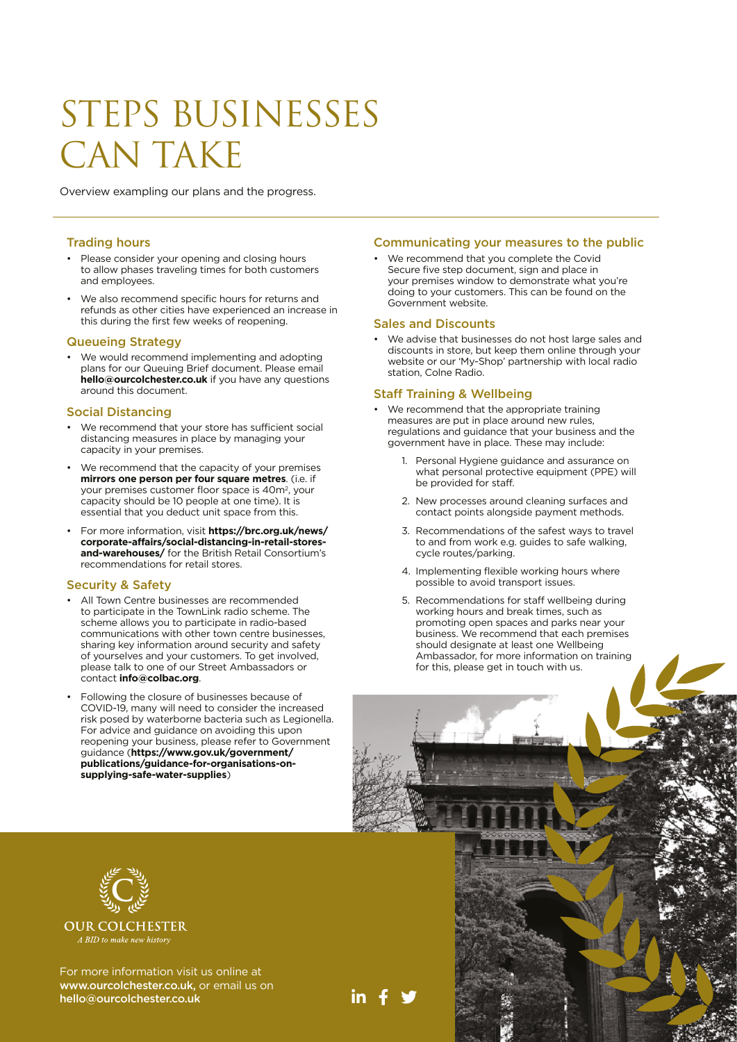# STEPS BUSINESSES CAN TAKE

Overview exampling our plans and the progress.

## Trading hours

- Please consider your opening and closing hours to allow phases traveling times for both customers and employees.
- We also recommend specific hours for returns and refunds as other cities have experienced an increase in this during the first few weeks of reopening.

## Queueing Strategy

- We would recommend implementing and adopting plans for our Queuing Brief document. Please email **hello@ourcolchester.co.uk** if you have any questions around this document.

## Social Distancing

- We recommend that your store has sufficient social distancing measures in place by managing your capacity in your premises.
- We recommend that the capacity of your premises **mirrors one person per four square metres**. (i.e. if your premises customer floor space is $40m^2$, your capacity should be 10 people at one time). It is essential that you deduct unit space from this.
- For more information, visit **https://brc.org.uk/news/corporate-affairs/social-distancing-in-retail-stores-and-warehouses/** for the British Retail Consortium's recommendations for retail stores.

## Security & Safety

- All Town Centre businesses are recommended to participate in the TownLink radio scheme. The scheme allows you to participate in radio-based communications with other town centre businesses, sharing key information around security and safety of yourselves and your customers. To get involved, please talk to one of our Street Ambassadors or contact **info@colbac.org**.
- Following the closure of businesses because of COVID-19, many will need to consider the increased risk posed by waterborne bacteria such as Legionella. For advice and guidance on avoiding this upon reopening your business, please refer to Government guidance (**https://www.gov.uk/government/publications/guidance-for-organisations-on-supplying-safe-water-supplies**)

## Communicating your measures to the public

- We recommend that you complete the Covid Secure five step document, sign and place in your premises window to demonstrate what you're doing to your customers. This can be found on the Government website.

## Sales and Discounts

- We advise that businesses do not host large sales and discounts in store, but keep them online through your website or our 'My-Shop' partnership with local radio station, Colne Radio.

## Staff Training & Wellbeing

- We recommend that the appropriate training measures are put in place around new rules, regulations and guidance that your business and the government have in place. These may include:
  1. Personal Hygiene guidance and assurance on what personal protective equipment (PPE) will be provided for staff.
  2. New processes around cleaning surfaces and contact points alongside payment methods.
  3. Recommendations of the safest ways to travel to and from work e.g. guides to safe walking, cycle routes/parking.
  4. Implementing flexible working hours where possible to avoid transport issues.
  5. Recommendations for staff wellbeing during working hours and break times, such as promoting open spaces and parks near your business. We recommend that each premises should designate at least one Wellbeing Ambassador, for more information on training for this, please get in touch with us.

OUR COLCHESTER

*A BID to make new history*

For more information visit us online at **www.ourcolchester.co.uk,** or email us on **hello@ourcolchester.co.uk**